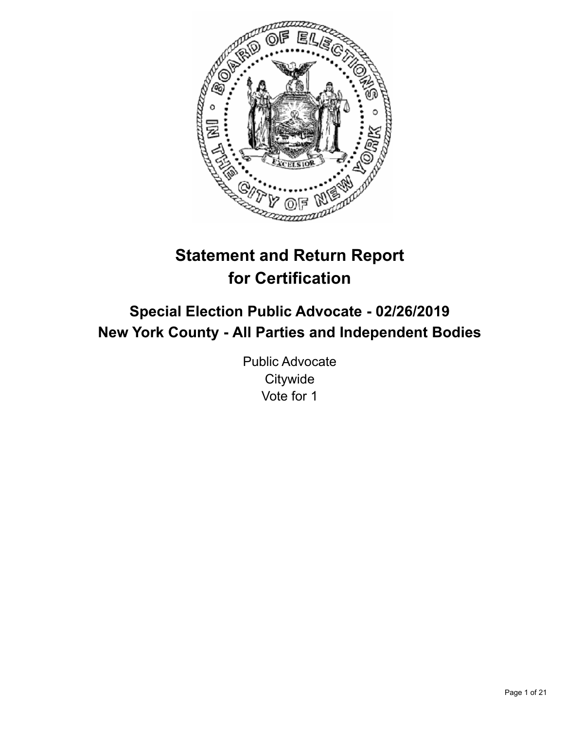# Statement and Return Report for Certification

## Special Election Public Advocate - 02/26/2019
## New York County - All Parties and Independent Bodies

Public Advocate
Citywide
Vote for 1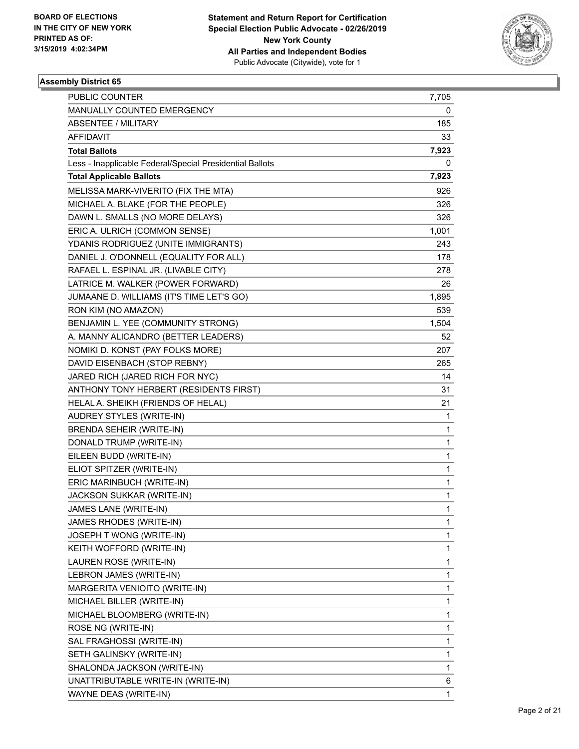BOARD OF ELECTIONS
IN THE CITY OF NEW YORK
PRINTED AS OF:
3/15/2019 4:02:34PM

**Statement and Return Report for Certification**
**Special Election Public Advocate - 02/26/2019**
**New York County**
**All Parties and Independent Bodies**
Public Advocate (Citywide), vote for 1

### Assembly District 65

| | |
|---|---|
| PUBLIC COUNTER | 7,705 |
| MANUALLY COUNTED EMERGENCY | 0 |
| ABSENTEE / MILITARY | 185 |
| AFFIDAVIT | 33 |
| **Total Ballots** | **7,923** |
| Less - Inapplicable Federal/Special Presidential Ballots | 0 |
| **Total Applicable Ballots** | **7,923** |
| MELISSA MARK-VIVERITO (FIX THE MTA) | 926 |
| MICHAEL A. BLAKE (FOR THE PEOPLE) | 326 |
| DAWN L. SMALLS (NO MORE DELAYS) | 326 |
| ERIC A. ULRICH (COMMON SENSE) | 1,001 |
| YDANIS RODRIGUEZ (UNITE IMMIGRANTS) | 243 |
| DANIEL J. O'DONNELL (EQUALITY FOR ALL) | 178 |
| RAFAEL L. ESPINAL JR. (LIVABLE CITY) | 278 |
| LATRICE M. WALKER (POWER FORWARD) | 26 |
| JUMAANE D. WILLIAMS (IT'S TIME LET'S GO) | 1,895 |
| RON KIM (NO AMAZON) | 539 |
| BENJAMIN L. YEE (COMMUNITY STRONG) | 1,504 |
| A. MANNY ALICANDRO (BETTER LEADERS) | 52 |
| NOMIKI D. KONST (PAY FOLKS MORE) | 207 |
| DAVID EISENBACH (STOP REBNY) | 265 |
| JARED RICH (JARED RICH FOR NYC) | 14 |
| ANTHONY TONY HERBERT (RESIDENTS FIRST) | 31 |
| HELAL A. SHEIKH (FRIENDS OF HELAL) | 21 |
| AUDREY STYLES (WRITE-IN) | 1 |
| BRENDA SEHEIR (WRITE-IN) | 1 |
| DONALD TRUMP (WRITE-IN) | 1 |
| EILEEN BUDD (WRITE-IN) | 1 |
| ELIOT SPITZER (WRITE-IN) | 1 |
| ERIC MARINBUCH (WRITE-IN) | 1 |
| JACKSON SUKKAR (WRITE-IN) | 1 |
| JAMES LANE (WRITE-IN) | 1 |
| JAMES RHODES (WRITE-IN) | 1 |
| JOSEPH T WONG (WRITE-IN) | 1 |
| KEITH WOFFORD (WRITE-IN) | 1 |
| LAUREN ROSE (WRITE-IN) | 1 |
| LEBRON JAMES (WRITE-IN) | 1 |
| MARGERITA VENIOITO (WRITE-IN) | 1 |
| MICHAEL BILLER (WRITE-IN) | 1 |
| MICHAEL BLOOMBERG (WRITE-IN) | 1 |
| ROSE NG (WRITE-IN) | 1 |
| SAL FRAGHOSSI (WRITE-IN) | 1 |
| SETH GALINSKY (WRITE-IN) | 1 |
| SHALONDA JACKSON (WRITE-IN) | 1 |
| UNATTRIBUTABLE WRITE-IN (WRITE-IN) | 6 |
| WAYNE DEAS (WRITE-IN) | 1 |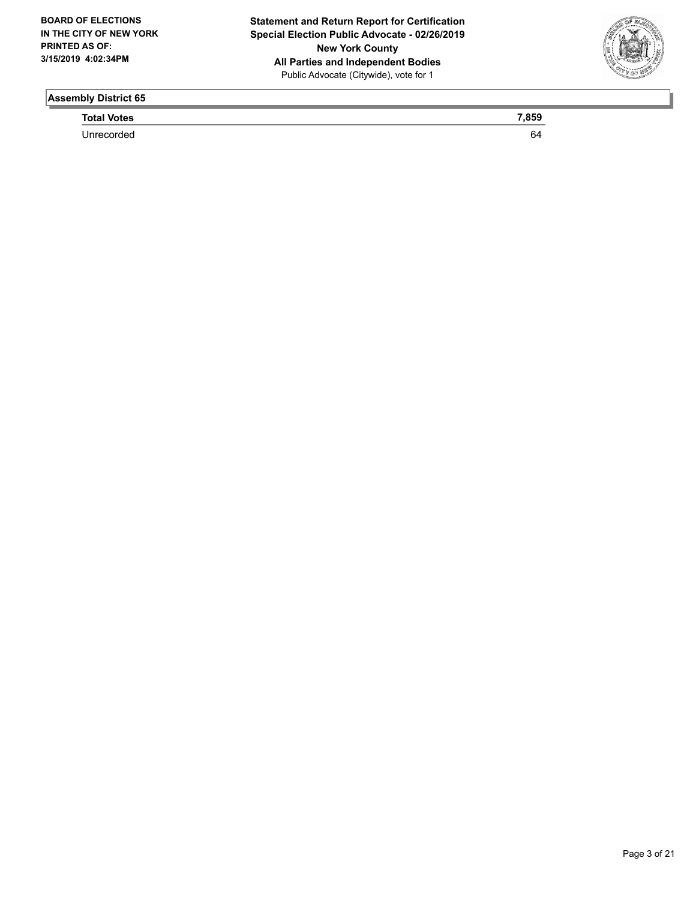## Assembly District 65

| Total Votes | 7,859 |
| --- | --- |
| Unrecorded | 64 |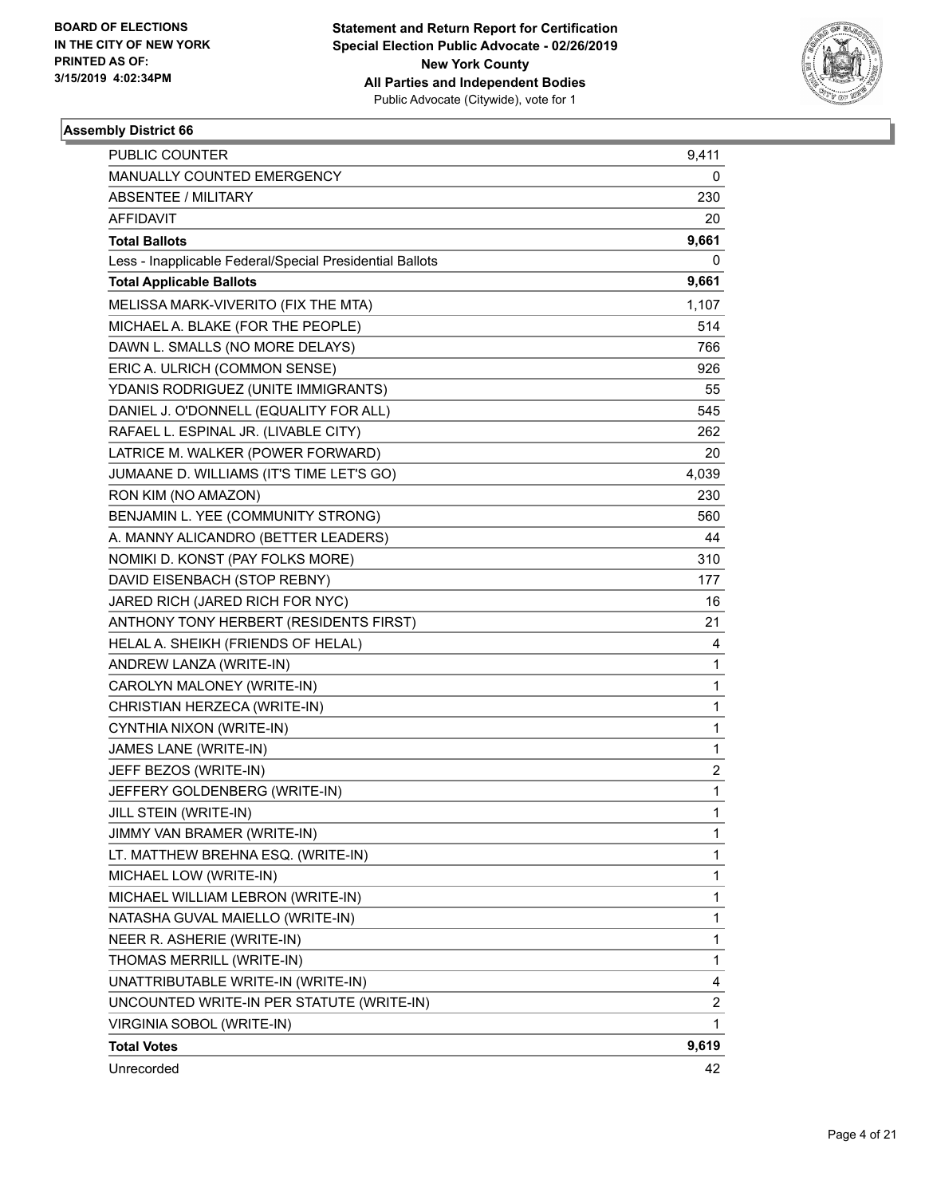BOARD OF ELECTIONS
IN THE CITY OF NEW YORK
PRINTED AS OF:
3/15/2019 4:02:34PM

**Statement and Return Report for Certification**
**Special Election Public Advocate - 02/26/2019**
**New York County**
**All Parties and Independent Bodies**
Public Advocate (Citywide), vote for 1

### Assembly District 66

| | |
|---|---|
| PUBLIC COUNTER | 9,411 |
| MANUALLY COUNTED EMERGENCY | 0 |
| ABSENTEE / MILITARY | 230 |
| AFFIDAVIT | 20 |
| **Total Ballots** | **9,661** |
| Less - Inapplicable Federal/Special Presidential Ballots | 0 |
| **Total Applicable Ballots** | **9,661** |
| MELISSA MARK-VIVERITO (FIX THE MTA) | 1,107 |
| MICHAEL A. BLAKE (FOR THE PEOPLE) | 514 |
| DAWN L. SMALLS (NO MORE DELAYS) | 766 |
| ERIC A. ULRICH (COMMON SENSE) | 926 |
| YDANIS RODRIGUEZ (UNITE IMMIGRANTS) | 55 |
| DANIEL J. O'DONNELL (EQUALITY FOR ALL) | 545 |
| RAFAEL L. ESPINAL JR. (LIVABLE CITY) | 262 |
| LATRICE M. WALKER (POWER FORWARD) | 20 |
| JUMAANE D. WILLIAMS (IT'S TIME LET'S GO) | 4,039 |
| RON KIM (NO AMAZON) | 230 |
| BENJAMIN L. YEE (COMMUNITY STRONG) | 560 |
| A. MANNY ALICANDRO (BETTER LEADERS) | 44 |
| NOMIKI D. KONST (PAY FOLKS MORE) | 310 |
| DAVID EISENBACH (STOP REBNY) | 177 |
| JARED RICH (JARED RICH FOR NYC) | 16 |
| ANTHONY TONY HERBERT (RESIDENTS FIRST) | 21 |
| HELAL A. SHEIKH (FRIENDS OF HELAL) | 4 |
| ANDREW LANZA (WRITE-IN) | 1 |
| CAROLYN MALONEY (WRITE-IN) | 1 |
| CHRISTIAN HERZECA (WRITE-IN) | 1 |
| CYNTHIA NIXON (WRITE-IN) | 1 |
| JAMES LANE (WRITE-IN) | 1 |
| JEFF BEZOS (WRITE-IN) | 2 |
| JEFFERY GOLDENBERG (WRITE-IN) | 1 |
| JILL STEIN (WRITE-IN) | 1 |
| JIMMY VAN BRAMER (WRITE-IN) | 1 |
| LT. MATTHEW BREHNA ESQ. (WRITE-IN) | 1 |
| MICHAEL LOW (WRITE-IN) | 1 |
| MICHAEL WILLIAM LEBRON (WRITE-IN) | 1 |
| NATASHA GUVAL MAIELLO (WRITE-IN) | 1 |
| NEER R. ASHERIE (WRITE-IN) | 1 |
| THOMAS MERRILL (WRITE-IN) | 1 |
| UNATTRIBUTABLE WRITE-IN (WRITE-IN) | 4 |
| UNCOUNTED WRITE-IN PER STATUTE (WRITE-IN) | 2 |
| VIRGINIA SOBOL (WRITE-IN) | 1 |
| **Total Votes** | **9,619** |
| Unrecorded | 42 |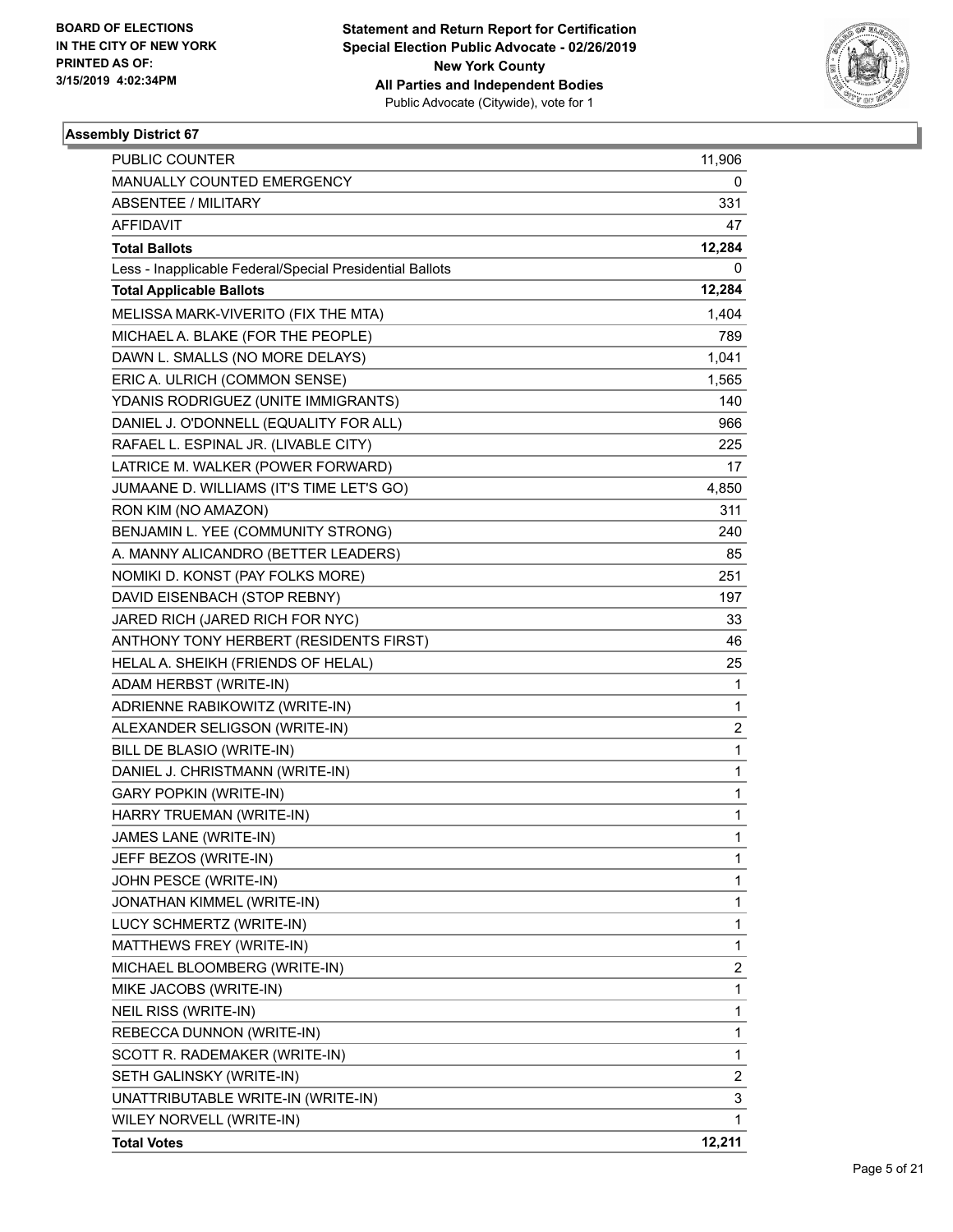BOARD OF ELECTIONS
IN THE CITY OF NEW YORK
PRINTED AS OF:
3/15/2019 4:02:34PM

**Statement and Return Report for Certification**
**Special Election Public Advocate - 02/26/2019**
**New York County**
**All Parties and Independent Bodies**
Public Advocate (Citywide), vote for 1

## Assembly District 67

| | |
|---|---|
| PUBLIC COUNTER | 11,906 |
| MANUALLY COUNTED EMERGENCY | 0 |
| ABSENTEE / MILITARY | 331 |
| AFFIDAVIT | 47 |
| **Total Ballots** | **12,284** |
| Less - Inapplicable Federal/Special Presidential Ballots | 0 |
| **Total Applicable Ballots** | **12,284** |
| MELISSA MARK-VIVERITO (FIX THE MTA) | 1,404 |
| MICHAEL A. BLAKE (FOR THE PEOPLE) | 789 |
| DAWN L. SMALLS (NO MORE DELAYS) | 1,041 |
| ERIC A. ULRICH (COMMON SENSE) | 1,565 |
| YDANIS RODRIGUEZ (UNITE IMMIGRANTS) | 140 |
| DANIEL J. O'DONNELL (EQUALITY FOR ALL) | 966 |
| RAFAEL L. ESPINAL JR. (LIVABLE CITY) | 225 |
| LATRICE M. WALKER (POWER FORWARD) | 17 |
| JUMAANE D. WILLIAMS (IT'S TIME LET'S GO) | 4,850 |
| RON KIM (NO AMAZON) | 311 |
| BENJAMIN L. YEE (COMMUNITY STRONG) | 240 |
| A. MANNY ALICANDRO (BETTER LEADERS) | 85 |
| NOMIKI D. KONST (PAY FOLKS MORE) | 251 |
| DAVID EISENBACH (STOP REBNY) | 197 |
| JARED RICH (JARED RICH FOR NYC) | 33 |
| ANTHONY TONY HERBERT (RESIDENTS FIRST) | 46 |
| HELAL A. SHEIKH (FRIENDS OF HELAL) | 25 |
| ADAM HERBST (WRITE-IN) | 1 |
| ADRIENNE RABIKOWITZ (WRITE-IN) | 1 |
| ALEXANDER SELIGSON (WRITE-IN) | 2 |
| BILL DE BLASIO (WRITE-IN) | 1 |
| DANIEL J. CHRISTMANN (WRITE-IN) | 1 |
| GARY POPKIN (WRITE-IN) | 1 |
| HARRY TRUEMAN (WRITE-IN) | 1 |
| JAMES LANE (WRITE-IN) | 1 |
| JEFF BEZOS (WRITE-IN) | 1 |
| JOHN PESCE (WRITE-IN) | 1 |
| JONATHAN KIMMEL (WRITE-IN) | 1 |
| LUCY SCHMERTZ (WRITE-IN) | 1 |
| MATTHEWS FREY (WRITE-IN) | 1 |
| MICHAEL BLOOMBERG (WRITE-IN) | 2 |
| MIKE JACOBS (WRITE-IN) | 1 |
| NEIL RISS (WRITE-IN) | 1 |
| REBECCA DUNNON (WRITE-IN) | 1 |
| SCOTT R. RADEMAKER (WRITE-IN) | 1 |
| SETH GALINSKY (WRITE-IN) | 2 |
| UNATTRIBUTABLE WRITE-IN (WRITE-IN) | 3 |
| WILEY NORVELL (WRITE-IN) | 1 |
| **Total Votes** | **12,211** |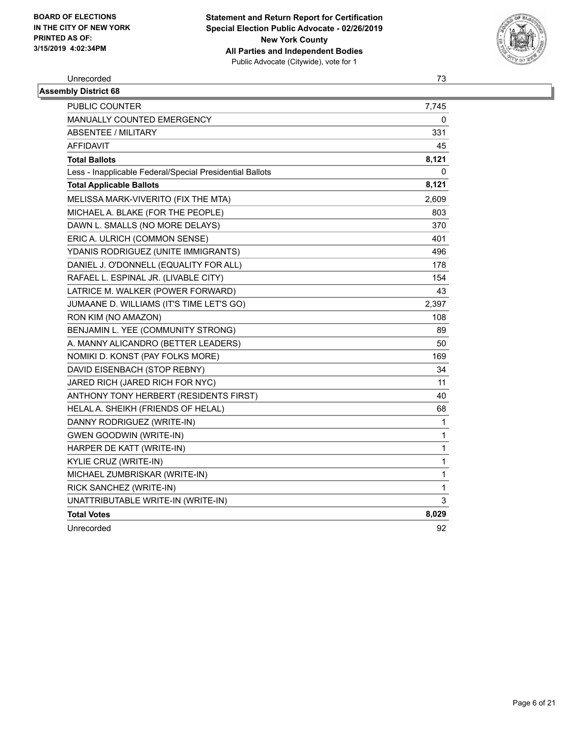| Unrecorded | 73 |
|---|---|

**Assembly District 68**

| | |
|---|---|
| PUBLIC COUNTER | 7,745 |
| MANUALLY COUNTED EMERGENCY | 0 |
| ABSENTEE / MILITARY | 331 |
| AFFIDAVIT | 45 |
| **Total Ballots** | **8,121** |
| Less - Inapplicable Federal/Special Presidential Ballots | 0 |
| **Total Applicable Ballots** | **8,121** |
| MELISSA MARK-VIVERITO (FIX THE MTA) | 2,609 |
| MICHAEL A. BLAKE (FOR THE PEOPLE) | 803 |
| DAWN L. SMALLS (NO MORE DELAYS) | 370 |
| ERIC A. ULRICH (COMMON SENSE) | 401 |
| YDANIS RODRIGUEZ (UNITE IMMIGRANTS) | 496 |
| DANIEL J. O'DONNELL (EQUALITY FOR ALL) | 178 |
| RAFAEL L. ESPINAL JR. (LIVABLE CITY) | 154 |
| LATRICE M. WALKER (POWER FORWARD) | 43 |
| JUMAANE D. WILLIAMS (IT'S TIME LET'S GO) | 2,397 |
| RON KIM (NO AMAZON) | 108 |
| BENJAMIN L. YEE (COMMUNITY STRONG) | 89 |
| A. MANNY ALICANDRO (BETTER LEADERS) | 50 |
| NOMIKI D. KONST (PAY FOLKS MORE) | 169 |
| DAVID EISENBACH (STOP REBNY) | 34 |
| JARED RICH (JARED RICH FOR NYC) | 11 |
| ANTHONY TONY HERBERT (RESIDENTS FIRST) | 40 |
| HELAL A. SHEIKH (FRIENDS OF HELAL) | 68 |
| DANNY RODRIGUEZ (WRITE-IN) | 1 |
| GWEN GOODWIN (WRITE-IN) | 1 |
| HARPER DE KATT (WRITE-IN) | 1 |
| KYLIE CRUZ (WRITE-IN) | 1 |
| MICHAEL ZUMBRISKAR (WRITE-IN) | 1 |
| RICK SANCHEZ (WRITE-IN) | 1 |
| UNATTRIBUTABLE WRITE-IN (WRITE-IN) | 3 |
| **Total Votes** | **8,029** |
| Unrecorded | 92 |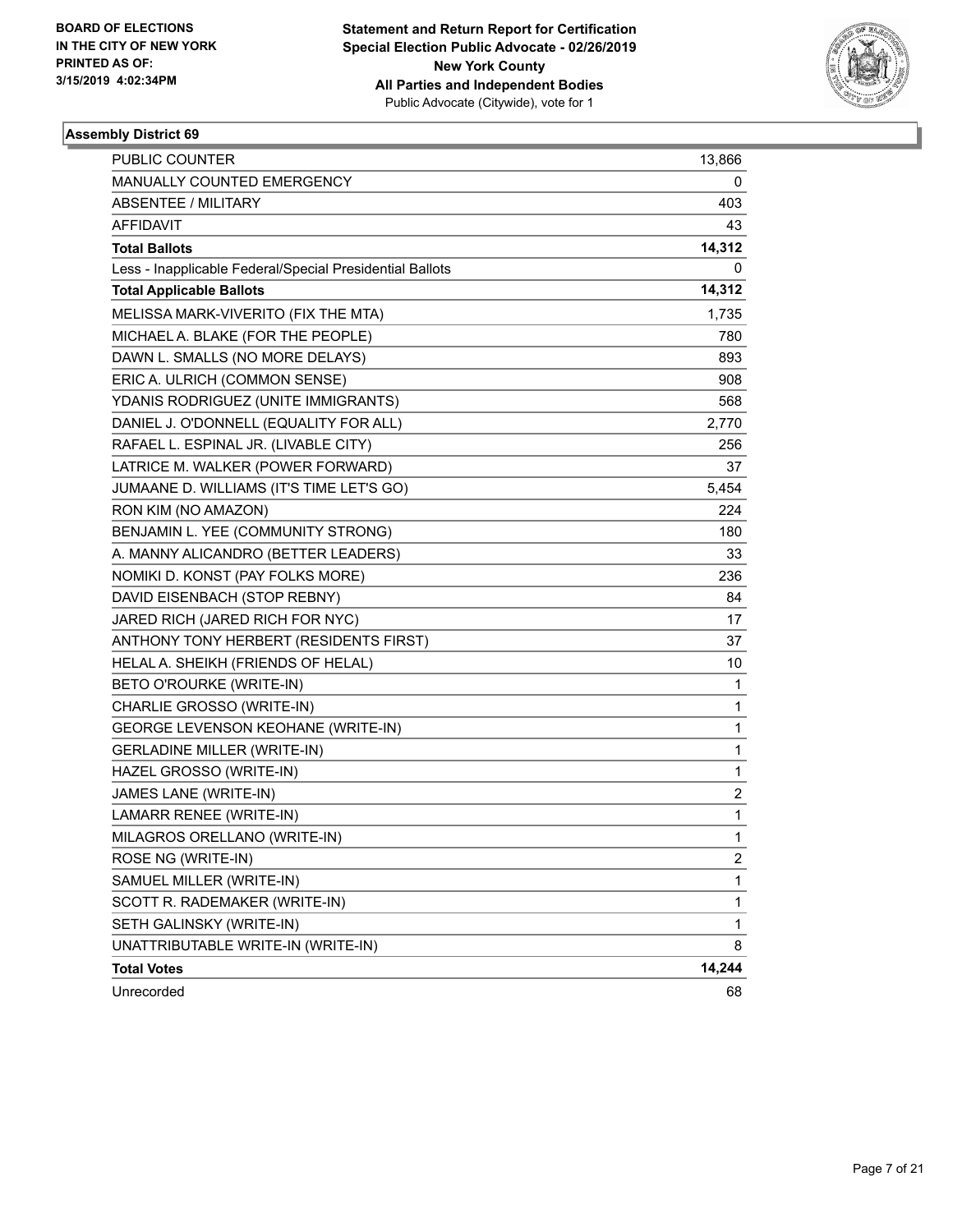BOARD OF ELECTIONS
IN THE CITY OF NEW YORK
PRINTED AS OF:
3/15/2019 4:02:34PM

**Statement and Return Report for Certification**
**Special Election Public Advocate - 02/26/2019**
**New York County**
**All Parties and Independent Bodies**
Public Advocate (Citywide), vote for 1

### Assembly District 69

| | |
|---|---|
| PUBLIC COUNTER | 13,866 |
| MANUALLY COUNTED EMERGENCY | 0 |
| ABSENTEE / MILITARY | 403 |
| AFFIDAVIT | 43 |
| **Total Ballots** | **14,312** |
| Less - Inapplicable Federal/Special Presidential Ballots | 0 |
| **Total Applicable Ballots** | **14,312** |
| MELISSA MARK-VIVERITO (FIX THE MTA) | 1,735 |
| MICHAEL A. BLAKE (FOR THE PEOPLE) | 780 |
| DAWN L. SMALLS (NO MORE DELAYS) | 893 |
| ERIC A. ULRICH (COMMON SENSE) | 908 |
| YDANIS RODRIGUEZ (UNITE IMMIGRANTS) | 568 |
| DANIEL J. O'DONNELL (EQUALITY FOR ALL) | 2,770 |
| RAFAEL L. ESPINAL JR. (LIVABLE CITY) | 256 |
| LATRICE M. WALKER (POWER FORWARD) | 37 |
| JUMAANE D. WILLIAMS (IT'S TIME LET'S GO) | 5,454 |
| RON KIM (NO AMAZON) | 224 |
| BENJAMIN L. YEE (COMMUNITY STRONG) | 180 |
| A. MANNY ALICANDRO (BETTER LEADERS) | 33 |
| NOMIKI D. KONST (PAY FOLKS MORE) | 236 |
| DAVID EISENBACH (STOP REBNY) | 84 |
| JARED RICH (JARED RICH FOR NYC) | 17 |
| ANTHONY TONY HERBERT (RESIDENTS FIRST) | 37 |
| HELAL A. SHEIKH (FRIENDS OF HELAL) | 10 |
| BETO O'ROURKE (WRITE-IN) | 1 |
| CHARLIE GROSSO (WRITE-IN) | 1 |
| GEORGE LEVENSON KEOHANE (WRITE-IN) | 1 |
| GERLADINE MILLER (WRITE-IN) | 1 |
| HAZEL GROSSO (WRITE-IN) | 1 |
| JAMES LANE (WRITE-IN) | 2 |
| LAMARR RENEE (WRITE-IN) | 1 |
| MILAGROS ORELLANO (WRITE-IN) | 1 |
| ROSE NG (WRITE-IN) | 2 |
| SAMUEL MILLER (WRITE-IN) | 1 |
| SCOTT R. RADEMAKER (WRITE-IN) | 1 |
| SETH GALINSKY (WRITE-IN) | 1 |
| UNATTRIBUTABLE WRITE-IN (WRITE-IN) | 8 |
| **Total Votes** | **14,244** |
| Unrecorded | 68 |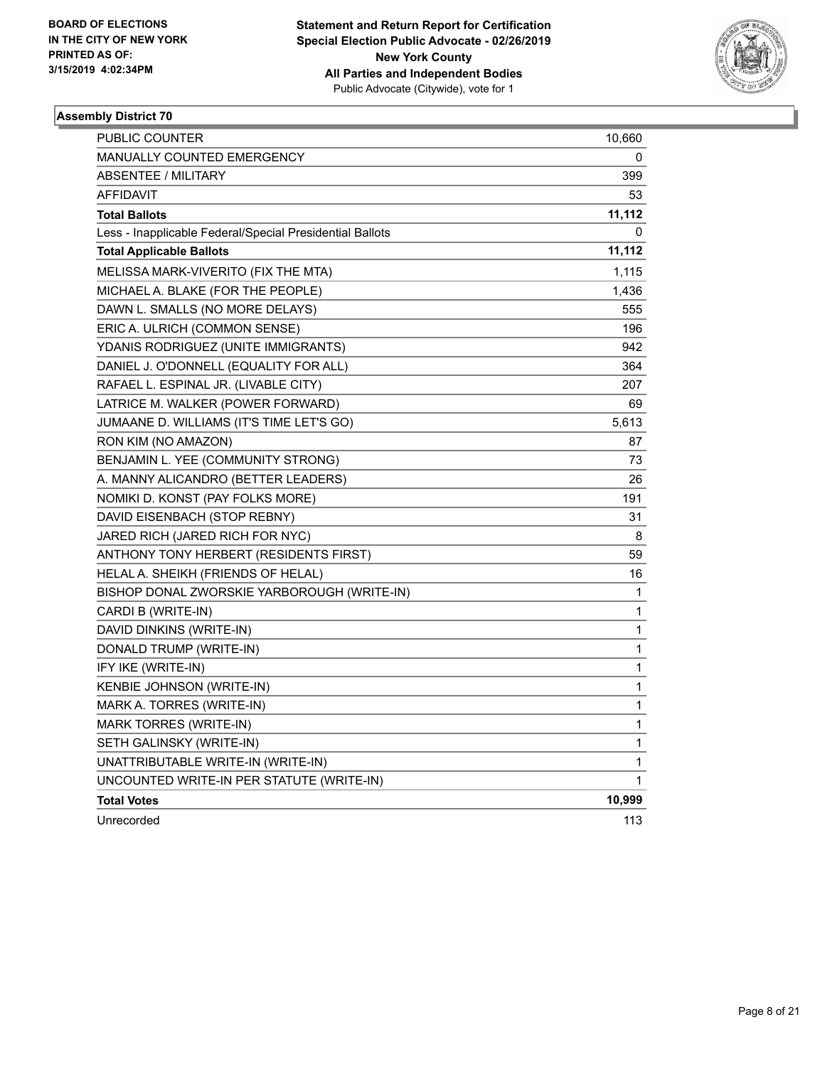**BOARD OF ELECTIONS IN THE CITY OF NEW YORK PRINTED AS OF: 3/15/2019 4:02:34PM**

**Statement and Return Report for Certification Special Election Public Advocate - 02/26/2019 New York County All Parties and Independent Bodies**
Public Advocate (Citywide), vote for 1

### Assembly District 70

| | |
|---|---|
| PUBLIC COUNTER | 10,660 |
| MANUALLY COUNTED EMERGENCY | 0 |
| ABSENTEE / MILITARY | 399 |
| AFFIDAVIT | 53 |
| **Total Ballots** | **11,112** |
| Less - Inapplicable Federal/Special Presidential Ballots | 0 |
| **Total Applicable Ballots** | **11,112** |
| MELISSA MARK-VIVERITO (FIX THE MTA) | 1,115 |
| MICHAEL A. BLAKE (FOR THE PEOPLE) | 1,436 |
| DAWN L. SMALLS (NO MORE DELAYS) | 555 |
| ERIC A. ULRICH (COMMON SENSE) | 196 |
| YDANIS RODRIGUEZ (UNITE IMMIGRANTS) | 942 |
| DANIEL J. O'DONNELL (EQUALITY FOR ALL) | 364 |
| RAFAEL L. ESPINAL JR. (LIVABLE CITY) | 207 |
| LATRICE M. WALKER (POWER FORWARD) | 69 |
| JUMAANE D. WILLIAMS (IT'S TIME LET'S GO) | 5,613 |
| RON KIM (NO AMAZON) | 87 |
| BENJAMIN L. YEE (COMMUNITY STRONG) | 73 |
| A. MANNY ALICANDRO (BETTER LEADERS) | 26 |
| NOMIKI D. KONST (PAY FOLKS MORE) | 191 |
| DAVID EISENBACH (STOP REBNY) | 31 |
| JARED RICH (JARED RICH FOR NYC) | 8 |
| ANTHONY TONY HERBERT (RESIDENTS FIRST) | 59 |
| HELAL A. SHEIKH (FRIENDS OF HELAL) | 16 |
| BISHOP DONAL ZWORSKIE YARBOROUGH (WRITE-IN) | 1 |
| CARDI B (WRITE-IN) | 1 |
| DAVID DINKINS (WRITE-IN) | 1 |
| DONALD TRUMP (WRITE-IN) | 1 |
| IFY IKE (WRITE-IN) | 1 |
| KENBIE JOHNSON (WRITE-IN) | 1 |
| MARK A. TORRES (WRITE-IN) | 1 |
| MARK TORRES (WRITE-IN) | 1 |
| SETH GALINSKY (WRITE-IN) | 1 |
| UNATTRIBUTABLE WRITE-IN (WRITE-IN) | 1 |
| UNCOUNTED WRITE-IN PER STATUTE (WRITE-IN) | 1 |
| **Total Votes** | **10,999** |
| Unrecorded | 113 |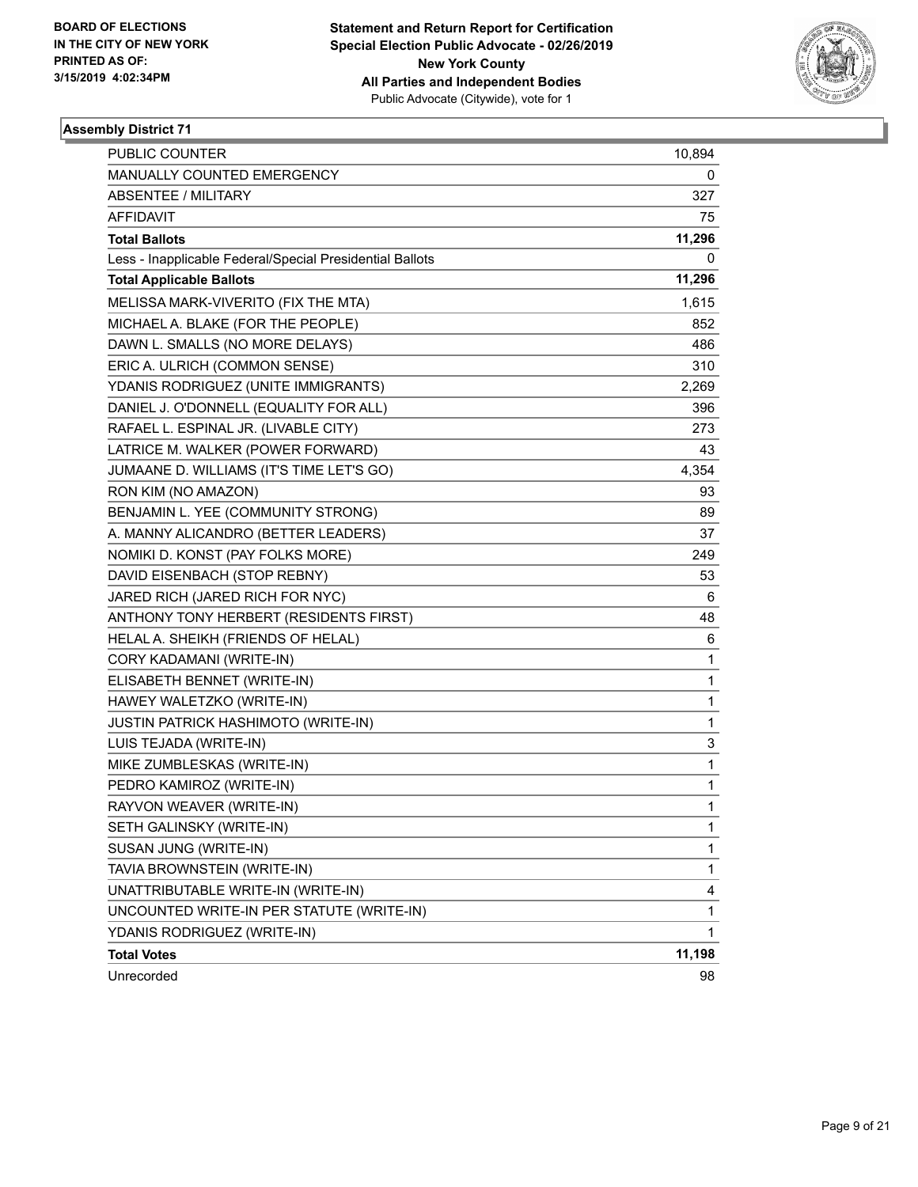BOARD OF ELECTIONS
IN THE CITY OF NEW YORK
PRINTED AS OF:
3/15/2019 4:02:34PM

**Statement and Return Report for Certification**
**Special Election Public Advocate - 02/26/2019**
**New York County**
**All Parties and Independent Bodies**
Public Advocate (Citywide), vote for 1

## Assembly District 71

| | |
|---|---|
| PUBLIC COUNTER | 10,894 |
| MANUALLY COUNTED EMERGENCY | 0 |
| ABSENTEE / MILITARY | 327 |
| AFFIDAVIT | 75 |
| **Total Ballots** | **11,296** |
| Less - Inapplicable Federal/Special Presidential Ballots | 0 |
| **Total Applicable Ballots** | **11,296** |
| MELISSA MARK-VIVERITO (FIX THE MTA) | 1,615 |
| MICHAEL A. BLAKE (FOR THE PEOPLE) | 852 |
| DAWN L. SMALLS (NO MORE DELAYS) | 486 |
| ERIC A. ULRICH (COMMON SENSE) | 310 |
| YDANIS RODRIGUEZ (UNITE IMMIGRANTS) | 2,269 |
| DANIEL J. O'DONNELL (EQUALITY FOR ALL) | 396 |
| RAFAEL L. ESPINAL JR. (LIVABLE CITY) | 273 |
| LATRICE M. WALKER (POWER FORWARD) | 43 |
| JUMAANE D. WILLIAMS (IT'S TIME LET'S GO) | 4,354 |
| RON KIM (NO AMAZON) | 93 |
| BENJAMIN L. YEE (COMMUNITY STRONG) | 89 |
| A. MANNY ALICANDRO (BETTER LEADERS) | 37 |
| NOMIKI D. KONST (PAY FOLKS MORE) | 249 |
| DAVID EISENBACH (STOP REBNY) | 53 |
| JARED RICH (JARED RICH FOR NYC) | 6 |
| ANTHONY TONY HERBERT (RESIDENTS FIRST) | 48 |
| HELAL A. SHEIKH (FRIENDS OF HELAL) | 6 |
| CORY KADAMANI (WRITE-IN) | 1 |
| ELISABETH BENNET (WRITE-IN) | 1 |
| HAWEY WALETZKO (WRITE-IN) | 1 |
| JUSTIN PATRICK HASHIMOTO (WRITE-IN) | 1 |
| LUIS TEJADA (WRITE-IN) | 3 |
| MIKE ZUMBLESKAS (WRITE-IN) | 1 |
| PEDRO KAMIROZ (WRITE-IN) | 1 |
| RAYVON WEAVER (WRITE-IN) | 1 |
| SETH GALINSKY (WRITE-IN) | 1 |
| SUSAN JUNG (WRITE-IN) | 1 |
| TAVIA BROWNSTEIN (WRITE-IN) | 1 |
| UNATTRIBUTABLE WRITE-IN (WRITE-IN) | 4 |
| UNCOUNTED WRITE-IN PER STATUTE (WRITE-IN) | 1 |
| YDANIS RODRIGUEZ (WRITE-IN) | 1 |
| **Total Votes** | **11,198** |
| Unrecorded | 98 |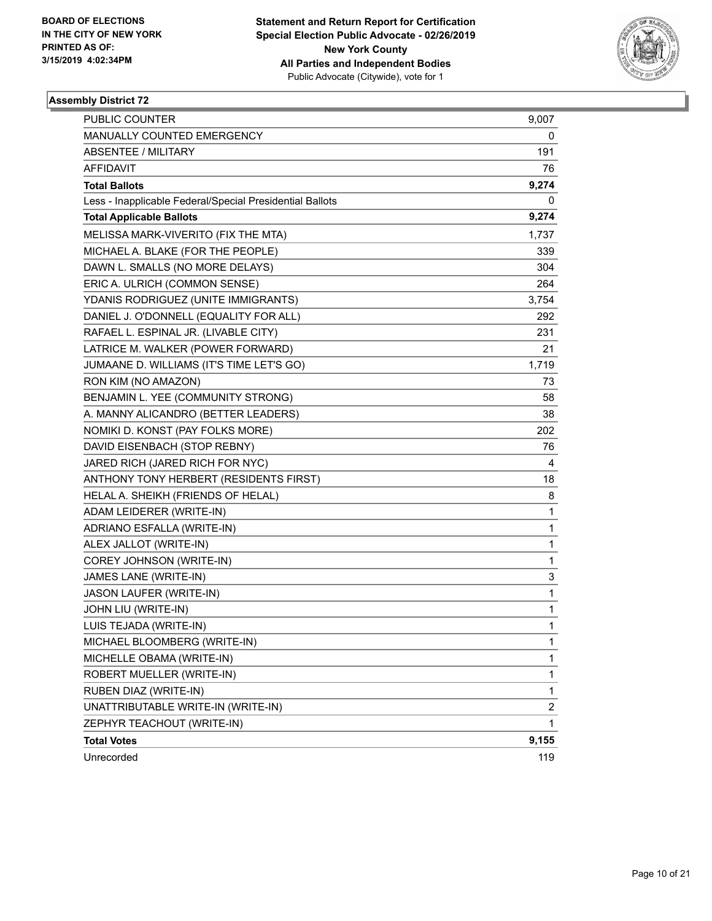**BOARD OF ELECTIONS IN THE CITY OF NEW YORK PRINTED AS OF: 3/15/2019 4:02:34PM**

**Statement and Return Report for Certification Special Election Public Advocate - 02/26/2019 New York County All Parties and Independent Bodies**
Public Advocate (Citywide), vote for 1

### Assembly District 72

| | |
|---|---|
| PUBLIC COUNTER | 9,007 |
| MANUALLY COUNTED EMERGENCY | 0 |
| ABSENTEE / MILITARY | 191 |
| AFFIDAVIT | 76 |
| **Total Ballots** | **9,274** |
| Less - Inapplicable Federal/Special Presidential Ballots | 0 |
| **Total Applicable Ballots** | **9,274** |
| MELISSA MARK-VIVERITO (FIX THE MTA) | 1,737 |
| MICHAEL A. BLAKE (FOR THE PEOPLE) | 339 |
| DAWN L. SMALLS (NO MORE DELAYS) | 304 |
| ERIC A. ULRICH (COMMON SENSE) | 264 |
| YDANIS RODRIGUEZ (UNITE IMMIGRANTS) | 3,754 |
| DANIEL J. O'DONNELL (EQUALITY FOR ALL) | 292 |
| RAFAEL L. ESPINAL JR. (LIVABLE CITY) | 231 |
| LATRICE M. WALKER (POWER FORWARD) | 21 |
| JUMAANE D. WILLIAMS (IT'S TIME LET'S GO) | 1,719 |
| RON KIM (NO AMAZON) | 73 |
| BENJAMIN L. YEE (COMMUNITY STRONG) | 58 |
| A. MANNY ALICANDRO (BETTER LEADERS) | 38 |
| NOMIKI D. KONST (PAY FOLKS MORE) | 202 |
| DAVID EISENBACH (STOP REBNY) | 76 |
| JARED RICH (JARED RICH FOR NYC) | 4 |
| ANTHONY TONY HERBERT (RESIDENTS FIRST) | 18 |
| HELAL A. SHEIKH (FRIENDS OF HELAL) | 8 |
| ADAM LEIDERER (WRITE-IN) | 1 |
| ADRIANO ESFALLA (WRITE-IN) | 1 |
| ALEX JALLOT (WRITE-IN) | 1 |
| COREY JOHNSON (WRITE-IN) | 1 |
| JAMES LANE (WRITE-IN) | 3 |
| JASON LAUFER (WRITE-IN) | 1 |
| JOHN LIU (WRITE-IN) | 1 |
| LUIS TEJADA (WRITE-IN) | 1 |
| MICHAEL BLOOMBERG (WRITE-IN) | 1 |
| MICHELLE OBAMA (WRITE-IN) | 1 |
| ROBERT MUELLER (WRITE-IN) | 1 |
| RUBEN DIAZ (WRITE-IN) | 1 |
| UNATTRIBUTABLE WRITE-IN (WRITE-IN) | 2 |
| ZEPHYR TEACHOUT (WRITE-IN) | 1 |
| **Total Votes** | **9,155** |
| Unrecorded | 119 |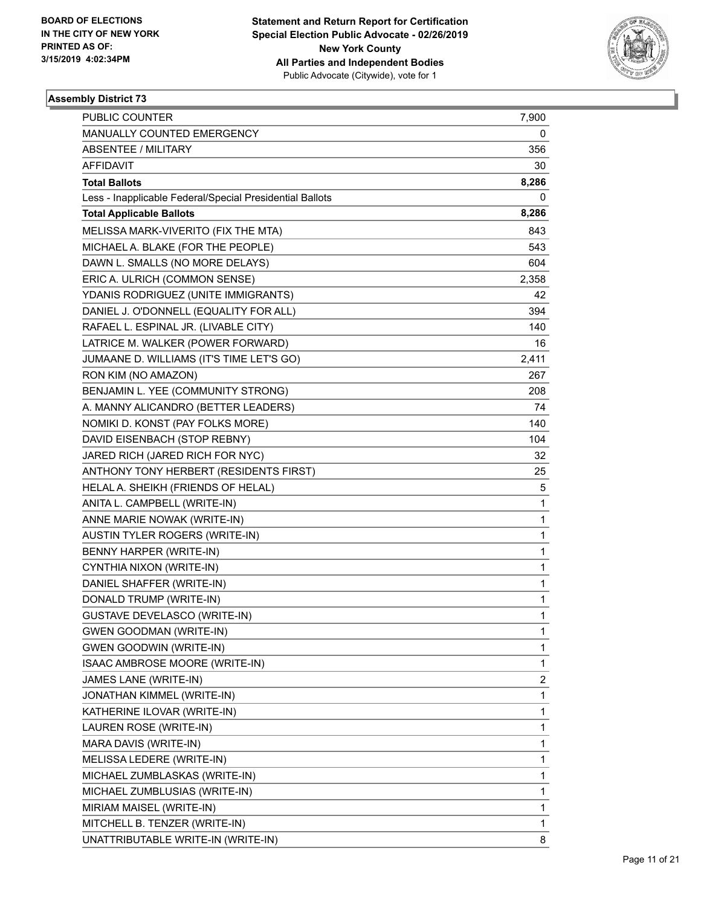BOARD OF ELECTIONS
IN THE CITY OF NEW YORK
PRINTED AS OF:
3/15/2019 4:02:34PM

**Statement and Return Report for Certification**
**Special Election Public Advocate - 02/26/2019**
**New York County**
**All Parties and Independent Bodies**
Public Advocate (Citywide), vote for 1

### Assembly District 73

| | |
|---|---|
| PUBLIC COUNTER | 7,900 |
| MANUALLY COUNTED EMERGENCY | 0 |
| ABSENTEE / MILITARY | 356 |
| AFFIDAVIT | 30 |
| **Total Ballots** | **8,286** |
| Less - Inapplicable Federal/Special Presidential Ballots | 0 |
| **Total Applicable Ballots** | **8,286** |
| MELISSA MARK-VIVERITO (FIX THE MTA) | 843 |
| MICHAEL A. BLAKE (FOR THE PEOPLE) | 543 |
| DAWN L. SMALLS (NO MORE DELAYS) | 604 |
| ERIC A. ULRICH (COMMON SENSE) | 2,358 |
| YDANIS RODRIGUEZ (UNITE IMMIGRANTS) | 42 |
| DANIEL J. O'DONNELL (EQUALITY FOR ALL) | 394 |
| RAFAEL L. ESPINAL JR. (LIVABLE CITY) | 140 |
| LATRICE M. WALKER (POWER FORWARD) | 16 |
| JUMAANE D. WILLIAMS (IT'S TIME LET'S GO) | 2,411 |
| RON KIM (NO AMAZON) | 267 |
| BENJAMIN L. YEE (COMMUNITY STRONG) | 208 |
| A. MANNY ALICANDRO (BETTER LEADERS) | 74 |
| NOMIKI D. KONST (PAY FOLKS MORE) | 140 |
| DAVID EISENBACH (STOP REBNY) | 104 |
| JARED RICH (JARED RICH FOR NYC) | 32 |
| ANTHONY TONY HERBERT (RESIDENTS FIRST) | 25 |
| HELAL A. SHEIKH (FRIENDS OF HELAL) | 5 |
| ANITA L. CAMPBELL (WRITE-IN) | 1 |
| ANNE MARIE NOWAK (WRITE-IN) | 1 |
| AUSTIN TYLER ROGERS (WRITE-IN) | 1 |
| BENNY HARPER (WRITE-IN) | 1 |
| CYNTHIA NIXON (WRITE-IN) | 1 |
| DANIEL SHAFFER (WRITE-IN) | 1 |
| DONALD TRUMP (WRITE-IN) | 1 |
| GUSTAVE DEVELASCO (WRITE-IN) | 1 |
| GWEN GOODMAN (WRITE-IN) | 1 |
| GWEN GOODWIN (WRITE-IN) | 1 |
| ISAAC AMBROSE MOORE (WRITE-IN) | 1 |
| JAMES LANE (WRITE-IN) | 2 |
| JONATHAN KIMMEL (WRITE-IN) | 1 |
| KATHERINE ILOVAR (WRITE-IN) | 1 |
| LAUREN ROSE (WRITE-IN) | 1 |
| MARA DAVIS (WRITE-IN) | 1 |
| MELISSA LEDERE (WRITE-IN) | 1 |
| MICHAEL ZUMBLASKAS (WRITE-IN) | 1 |
| MICHAEL ZUMBLUSIAS (WRITE-IN) | 1 |
| MIRIAM MAISEL (WRITE-IN) | 1 |
| MITCHELL B. TENZER (WRITE-IN) | 1 |
| UNATTRIBUTABLE WRITE-IN (WRITE-IN) | 8 |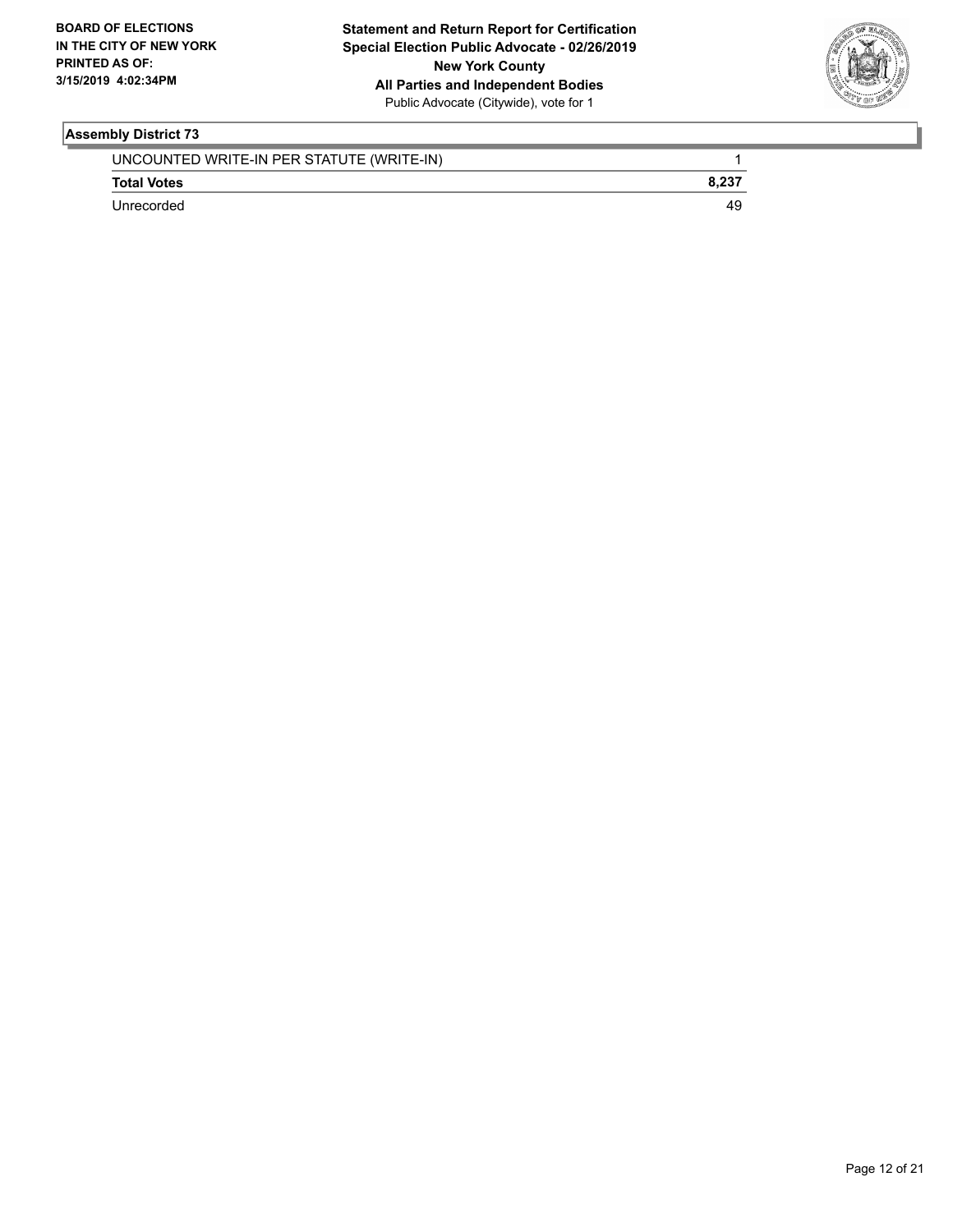**Assembly District 73**

| | |
|---|---|
| UNCOUNTED WRITE-IN PER STATUTE (WRITE-IN) | 1 |
| **Total Votes** | **8,237** |
| Unrecorded | 49 |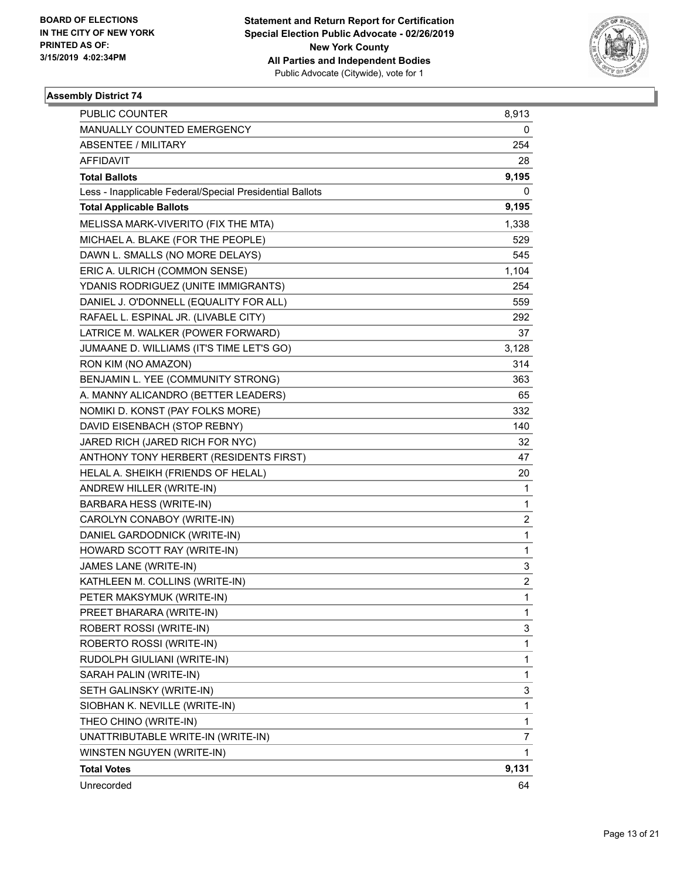**BOARD OF ELECTIONS IN THE CITY OF NEW YORK PRINTED AS OF: 3/15/2019 4:02:34PM**

**Statement and Return Report for Certification Special Election Public Advocate - 02/26/2019 New York County All Parties and Independent Bodies**
Public Advocate (Citywide), vote for 1

**Assembly District 74**

| | |
|---|---|
| PUBLIC COUNTER | 8,913 |
| MANUALLY COUNTED EMERGENCY | 0 |
| ABSENTEE / MILITARY | 254 |
| AFFIDAVIT | 28 |
| **Total Ballots** | **9,195** |
| Less - Inapplicable Federal/Special Presidential Ballots | 0 |
| **Total Applicable Ballots** | **9,195** |
| MELISSA MARK-VIVERITO (FIX THE MTA) | 1,338 |
| MICHAEL A. BLAKE (FOR THE PEOPLE) | 529 |
| DAWN L. SMALLS (NO MORE DELAYS) | 545 |
| ERIC A. ULRICH (COMMON SENSE) | 1,104 |
| YDANIS RODRIGUEZ (UNITE IMMIGRANTS) | 254 |
| DANIEL J. O'DONNELL (EQUALITY FOR ALL) | 559 |
| RAFAEL L. ESPINAL JR. (LIVABLE CITY) | 292 |
| LATRICE M. WALKER (POWER FORWARD) | 37 |
| JUMAANE D. WILLIAMS (IT'S TIME LET'S GO) | 3,128 |
| RON KIM (NO AMAZON) | 314 |
| BENJAMIN L. YEE (COMMUNITY STRONG) | 363 |
| A. MANNY ALICANDRO (BETTER LEADERS) | 65 |
| NOMIKI D. KONST (PAY FOLKS MORE) | 332 |
| DAVID EISENBACH (STOP REBNY) | 140 |
| JARED RICH (JARED RICH FOR NYC) | 32 |
| ANTHONY TONY HERBERT (RESIDENTS FIRST) | 47 |
| HELAL A. SHEIKH (FRIENDS OF HELAL) | 20 |
| ANDREW HILLER (WRITE-IN) | 1 |
| BARBARA HESS (WRITE-IN) | 1 |
| CAROLYN CONABOY (WRITE-IN) | 2 |
| DANIEL GARDODNICK (WRITE-IN) | 1 |
| HOWARD SCOTT RAY (WRITE-IN) | 1 |
| JAMES LANE (WRITE-IN) | 3 |
| KATHLEEN M. COLLINS (WRITE-IN) | 2 |
| PETER MAKSYMUK (WRITE-IN) | 1 |
| PREET BHARARA (WRITE-IN) | 1 |
| ROBERT ROSSI (WRITE-IN) | 3 |
| ROBERTO ROSSI (WRITE-IN) | 1 |
| RUDOLPH GIULIANI (WRITE-IN) | 1 |
| SARAH PALIN (WRITE-IN) | 1 |
| SETH GALINSKY (WRITE-IN) | 3 |
| SIOBHAN K. NEVILLE (WRITE-IN) | 1 |
| THEO CHINO (WRITE-IN) | 1 |
| UNATTRIBUTABLE WRITE-IN (WRITE-IN) | 7 |
| WINSTEN NGUYEN (WRITE-IN) | 1 |
| **Total Votes** | **9,131** |
| Unrecorded | 64 |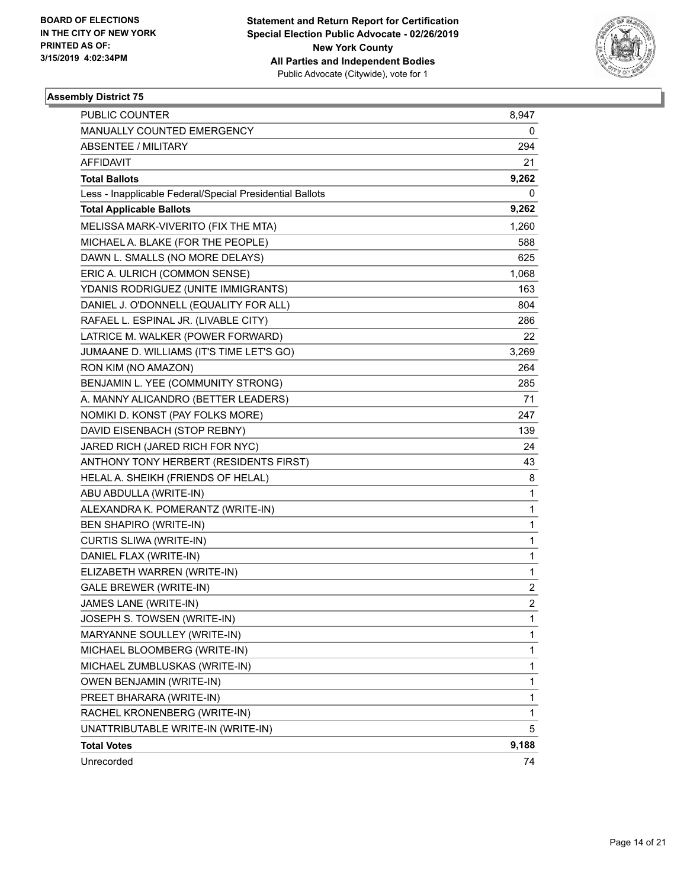BOARD OF ELECTIONS
IN THE CITY OF NEW YORK
PRINTED AS OF:
3/15/2019 4:02:34PM

**Statement and Return Report for Certification**
**Special Election Public Advocate - 02/26/2019**
**New York County**
**All Parties and Independent Bodies**
Public Advocate (Citywide), vote for 1

### Assembly District 75

| | |
|---|---|
| PUBLIC COUNTER | 8,947 |
| MANUALLY COUNTED EMERGENCY | 0 |
| ABSENTEE / MILITARY | 294 |
| AFFIDAVIT | 21 |
| **Total Ballots** | **9,262** |
| Less - Inapplicable Federal/Special Presidential Ballots | 0 |
| **Total Applicable Ballots** | **9,262** |
| MELISSA MARK-VIVERITO (FIX THE MTA) | 1,260 |
| MICHAEL A. BLAKE (FOR THE PEOPLE) | 588 |
| DAWN L. SMALLS (NO MORE DELAYS) | 625 |
| ERIC A. ULRICH (COMMON SENSE) | 1,068 |
| YDANIS RODRIGUEZ (UNITE IMMIGRANTS) | 163 |
| DANIEL J. O'DONNELL (EQUALITY FOR ALL) | 804 |
| RAFAEL L. ESPINAL JR. (LIVABLE CITY) | 286 |
| LATRICE M. WALKER (POWER FORWARD) | 22 |
| JUMAANE D. WILLIAMS (IT'S TIME LET'S GO) | 3,269 |
| RON KIM (NO AMAZON) | 264 |
| BENJAMIN L. YEE (COMMUNITY STRONG) | 285 |
| A. MANNY ALICANDRO (BETTER LEADERS) | 71 |
| NOMIKI D. KONST (PAY FOLKS MORE) | 247 |
| DAVID EISENBACH (STOP REBNY) | 139 |
| JARED RICH (JARED RICH FOR NYC) | 24 |
| ANTHONY TONY HERBERT (RESIDENTS FIRST) | 43 |
| HELAL A. SHEIKH (FRIENDS OF HELAL) | 8 |
| ABU ABDULLA (WRITE-IN) | 1 |
| ALEXANDRA K. POMERANTZ (WRITE-IN) | 1 |
| BEN SHAPIRO (WRITE-IN) | 1 |
| CURTIS SLIWA (WRITE-IN) | 1 |
| DANIEL FLAX (WRITE-IN) | 1 |
| ELIZABETH WARREN (WRITE-IN) | 1 |
| GALE BREWER (WRITE-IN) | 2 |
| JAMES LANE (WRITE-IN) | 2 |
| JOSEPH S. TOWSEN (WRITE-IN) | 1 |
| MARYANNE SOULLEY (WRITE-IN) | 1 |
| MICHAEL BLOOMBERG (WRITE-IN) | 1 |
| MICHAEL ZUMBLUSKAS (WRITE-IN) | 1 |
| OWEN BENJAMIN (WRITE-IN) | 1 |
| PREET BHARARA (WRITE-IN) | 1 |
| RACHEL KRONENBERG (WRITE-IN) | 1 |
| UNATTRIBUTABLE WRITE-IN (WRITE-IN) | 5 |
| **Total Votes** | **9,188** |
| Unrecorded | 74 |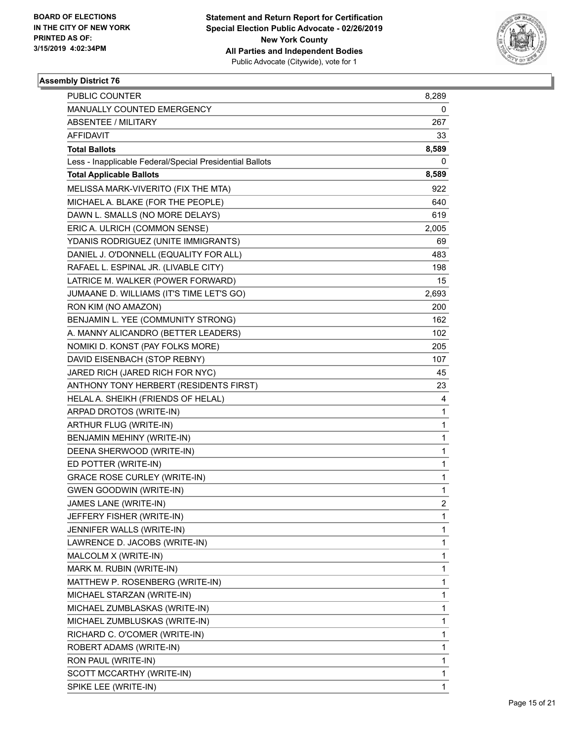BOARD OF ELECTIONS
IN THE CITY OF NEW YORK
PRINTED AS OF:
3/15/2019 4:02:34PM

**Statement and Return Report for Certification**
**Special Election Public Advocate - 02/26/2019**
**New York County**
**All Parties and Independent Bodies**
Public Advocate (Citywide), vote for 1

### Assembly District 76

| | |
|---|---|
| PUBLIC COUNTER | 8,289 |
| MANUALLY COUNTED EMERGENCY | 0 |
| ABSENTEE / MILITARY | 267 |
| AFFIDAVIT | 33 |
| **Total Ballots** | **8,589** |
| Less - Inapplicable Federal/Special Presidential Ballots | 0 |
| **Total Applicable Ballots** | **8,589** |
| MELISSA MARK-VIVERITO (FIX THE MTA) | 922 |
| MICHAEL A. BLAKE (FOR THE PEOPLE) | 640 |
| DAWN L. SMALLS (NO MORE DELAYS) | 619 |
| ERIC A. ULRICH (COMMON SENSE) | 2,005 |
| YDANIS RODRIGUEZ (UNITE IMMIGRANTS) | 69 |
| DANIEL J. O'DONNELL (EQUALITY FOR ALL) | 483 |
| RAFAEL L. ESPINAL JR. (LIVABLE CITY) | 198 |
| LATRICE M. WALKER (POWER FORWARD) | 15 |
| JUMAANE D. WILLIAMS (IT'S TIME LET'S GO) | 2,693 |
| RON KIM (NO AMAZON) | 200 |
| BENJAMIN L. YEE (COMMUNITY STRONG) | 162 |
| A. MANNY ALICANDRO (BETTER LEADERS) | 102 |
| NOMIKI D. KONST (PAY FOLKS MORE) | 205 |
| DAVID EISENBACH (STOP REBNY) | 107 |
| JARED RICH (JARED RICH FOR NYC) | 45 |
| ANTHONY TONY HERBERT (RESIDENTS FIRST) | 23 |
| HELAL A. SHEIKH (FRIENDS OF HELAL) | 4 |
| ARPAD DROTOS (WRITE-IN) | 1 |
| ARTHUR FLUG (WRITE-IN) | 1 |
| BENJAMIN MEHINY (WRITE-IN) | 1 |
| DEENA SHERWOOD (WRITE-IN) | 1 |
| ED POTTER (WRITE-IN) | 1 |
| GRACE ROSE CURLEY (WRITE-IN) | 1 |
| GWEN GOODWIN (WRITE-IN) | 1 |
| JAMES LANE (WRITE-IN) | 2 |
| JEFFERY FISHER (WRITE-IN) | 1 |
| JENNIFER WALLS (WRITE-IN) | 1 |
| LAWRENCE D. JACOBS (WRITE-IN) | 1 |
| MALCOLM X (WRITE-IN) | 1 |
| MARK M. RUBIN (WRITE-IN) | 1 |
| MATTHEW P. ROSENBERG (WRITE-IN) | 1 |
| MICHAEL STARZAN (WRITE-IN) | 1 |
| MICHAEL ZUMBLASKAS (WRITE-IN) | 1 |
| MICHAEL ZUMBLUSKAS (WRITE-IN) | 1 |
| RICHARD C. O'COMER (WRITE-IN) | 1 |
| ROBERT ADAMS (WRITE-IN) | 1 |
| RON PAUL (WRITE-IN) | 1 |
| SCOTT MCCARTHY (WRITE-IN) | 1 |
| SPIKE LEE (WRITE-IN) | 1 |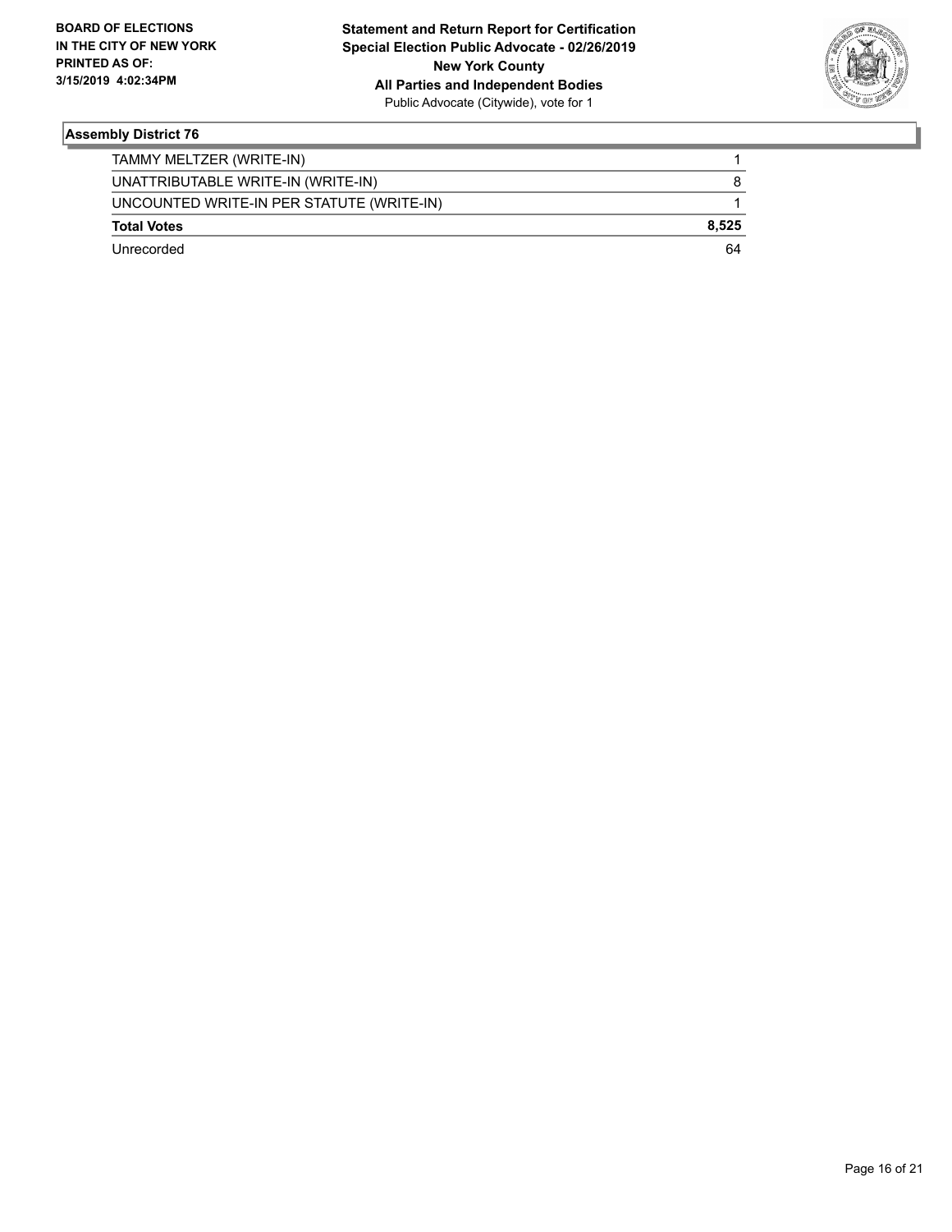**BOARD OF ELECTIONS IN THE CITY OF NEW YORK PRINTED AS OF: 3/15/2019 4:02:34PM**

**Statement and Return Report for Certification**
**Special Election Public Advocate - 02/26/2019**
**New York County**
**All Parties and Independent Bodies**
Public Advocate (Citywide), vote for 1

### Assembly District 76

| | |
|---|---|
| TAMMY MELTZER (WRITE-IN) | 1 |
| UNATTRIBUTABLE WRITE-IN (WRITE-IN) | 8 |
| UNCOUNTED WRITE-IN PER STATUTE (WRITE-IN) | 1 |
| **Total Votes** | **8,525** |
| Unrecorded | 64 |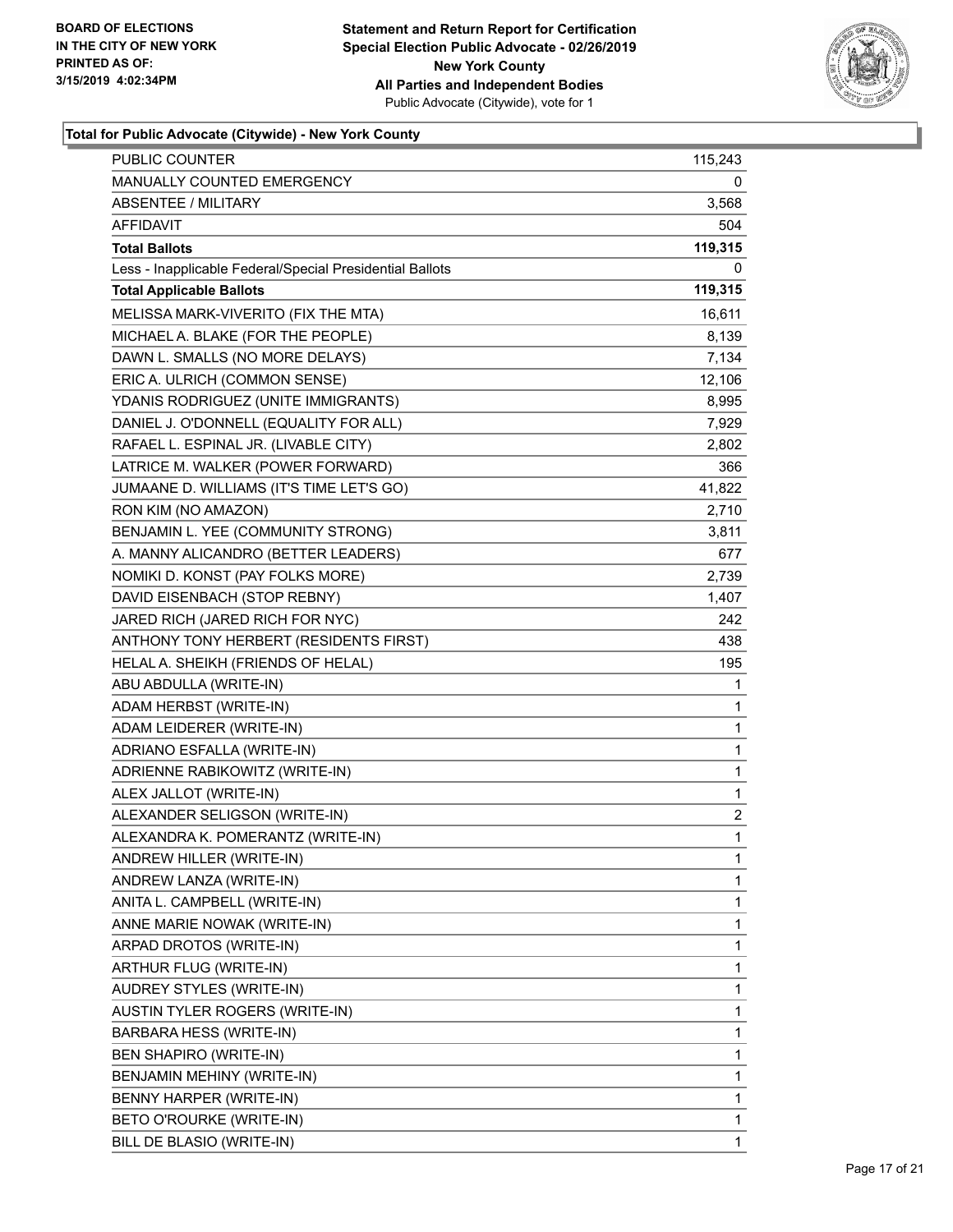**BOARD OF ELECTIONS IN THE CITY OF NEW YORK PRINTED AS OF: 3/15/2019 4:02:34PM**

**Statement and Return Report for Certification Special Election Public Advocate - 02/26/2019 New York County All Parties and Independent Bodies**
Public Advocate (Citywide), vote for 1

**Total for Public Advocate (Citywide) - New York County**

| | |
|---|---|
| PUBLIC COUNTER | 115,243 |
| MANUALLY COUNTED EMERGENCY | 0 |
| ABSENTEE / MILITARY | 3,568 |
| AFFIDAVIT | 504 |
| **Total Ballots** | **119,315** |
| Less - Inapplicable Federal/Special Presidential Ballots | 0 |
| **Total Applicable Ballots** | **119,315** |
| MELISSA MARK-VIVERITO (FIX THE MTA) | 16,611 |
| MICHAEL A. BLAKE (FOR THE PEOPLE) | 8,139 |
| DAWN L. SMALLS (NO MORE DELAYS) | 7,134 |
| ERIC A. ULRICH (COMMON SENSE) | 12,106 |
| YDANIS RODRIGUEZ (UNITE IMMIGRANTS) | 8,995 |
| DANIEL J. O'DONNELL (EQUALITY FOR ALL) | 7,929 |
| RAFAEL L. ESPINAL JR. (LIVABLE CITY) | 2,802 |
| LATRICE M. WALKER (POWER FORWARD) | 366 |
| JUMAANE D. WILLIAMS (IT'S TIME LET'S GO) | 41,822 |
| RON KIM (NO AMAZON) | 2,710 |
| BENJAMIN L. YEE (COMMUNITY STRONG) | 3,811 |
| A. MANNY ALICANDRO (BETTER LEADERS) | 677 |
| NOMIKI D. KONST (PAY FOLKS MORE) | 2,739 |
| DAVID EISENBACH (STOP REBNY) | 1,407 |
| JARED RICH (JARED RICH FOR NYC) | 242 |
| ANTHONY TONY HERBERT (RESIDENTS FIRST) | 438 |
| HELAL A. SHEIKH (FRIENDS OF HELAL) | 195 |
| ABU ABDULLA (WRITE-IN) | 1 |
| ADAM HERBST (WRITE-IN) | 1 |
| ADAM LEIDERER (WRITE-IN) | 1 |
| ADRIANO ESFALLA (WRITE-IN) | 1 |
| ADRIENNE RABIKOWITZ (WRITE-IN) | 1 |
| ALEX JALLOT (WRITE-IN) | 1 |
| ALEXANDER SELIGSON (WRITE-IN) | 2 |
| ALEXANDRA K. POMERANTZ (WRITE-IN) | 1 |
| ANDREW HILLER (WRITE-IN) | 1 |
| ANDREW LANZA (WRITE-IN) | 1 |
| ANITA L. CAMPBELL (WRITE-IN) | 1 |
| ANNE MARIE NOWAK (WRITE-IN) | 1 |
| ARPAD DROTOS (WRITE-IN) | 1 |
| ARTHUR FLUG (WRITE-IN) | 1 |
| AUDREY STYLES (WRITE-IN) | 1 |
| AUSTIN TYLER ROGERS (WRITE-IN) | 1 |
| BARBARA HESS (WRITE-IN) | 1 |
| BEN SHAPIRO (WRITE-IN) | 1 |
| BENJAMIN MEHINY (WRITE-IN) | 1 |
| BENNY HARPER (WRITE-IN) | 1 |
| BETO O'ROURKE (WRITE-IN) | 1 |
| BILL DE BLASIO (WRITE-IN) | 1 |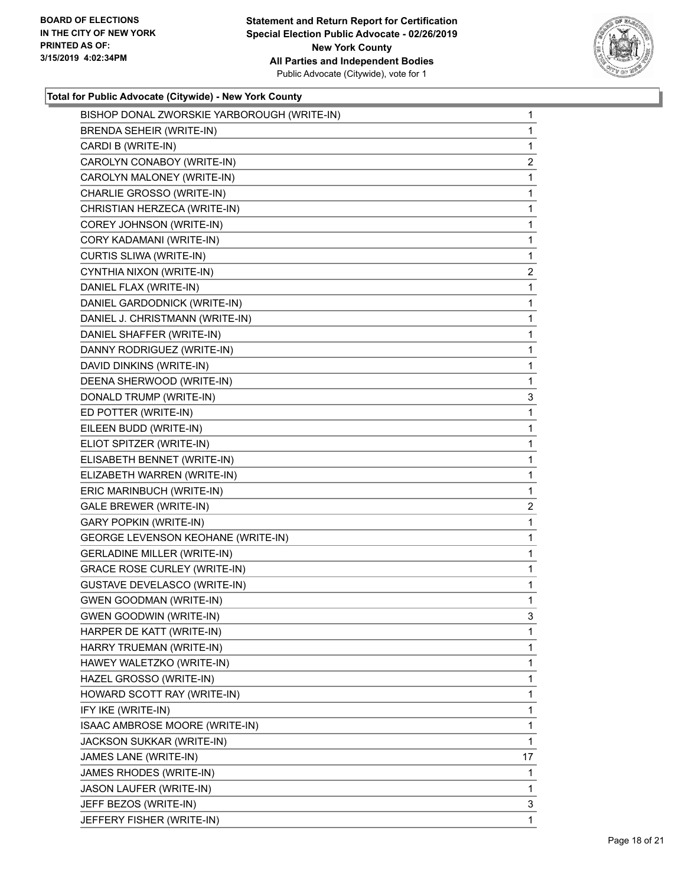BOARD OF ELECTIONS
IN THE CITY OF NEW YORK
PRINTED AS OF:
3/15/2019 4:02:34PM

**Statement and Return Report for Certification**
Special Election Public Advocate - 02/26/2019
**New York County**
**All Parties and Independent Bodies**
Public Advocate (Citywide), vote for 1

**Total for Public Advocate (Citywide) - New York County**

| Candidate | Votes |
|---|---|
| BISHOP DONAL ZWORSKIE YARBOROUGH (WRITE-IN) | 1 |
| BRENDA SEHEIR (WRITE-IN) | 1 |
| CARDI B (WRITE-IN) | 1 |
| CAROLYN CONABOY (WRITE-IN) | 2 |
| CAROLYN MALONEY (WRITE-IN) | 1 |
| CHARLIE GROSSO (WRITE-IN) | 1 |
| CHRISTIAN HERZECA (WRITE-IN) | 1 |
| COREY JOHNSON (WRITE-IN) | 1 |
| CORY KADAMANI (WRITE-IN) | 1 |
| CURTIS SLIWA (WRITE-IN) | 1 |
| CYNTHIA NIXON (WRITE-IN) | 2 |
| DANIEL FLAX (WRITE-IN) | 1 |
| DANIEL GARDODNICK (WRITE-IN) | 1 |
| DANIEL J. CHRISTMANN (WRITE-IN) | 1 |
| DANIEL SHAFFER (WRITE-IN) | 1 |
| DANNY RODRIGUEZ (WRITE-IN) | 1 |
| DAVID DINKINS (WRITE-IN) | 1 |
| DEENA SHERWOOD (WRITE-IN) | 1 |
| DONALD TRUMP (WRITE-IN) | 3 |
| ED POTTER (WRITE-IN) | 1 |
| EILEEN BUDD (WRITE-IN) | 1 |
| ELIOT SPITZER (WRITE-IN) | 1 |
| ELISABETH BENNET (WRITE-IN) | 1 |
| ELIZABETH WARREN (WRITE-IN) | 1 |
| ERIC MARINBUCH (WRITE-IN) | 1 |
| GALE BREWER (WRITE-IN) | 2 |
| GARY POPKIN (WRITE-IN) | 1 |
| GEORGE LEVENSON KEOHANE (WRITE-IN) | 1 |
| GERLADINE MILLER (WRITE-IN) | 1 |
| GRACE ROSE CURLEY (WRITE-IN) | 1 |
| GUSTAVE DEVELASCO (WRITE-IN) | 1 |
| GWEN GOODMAN (WRITE-IN) | 1 |
| GWEN GOODWIN (WRITE-IN) | 3 |
| HARPER DE KATT (WRITE-IN) | 1 |
| HARRY TRUEMAN (WRITE-IN) | 1 |
| HAWEY WALETZKO (WRITE-IN) | 1 |
| HAZEL GROSSO (WRITE-IN) | 1 |
| HOWARD SCOTT RAY (WRITE-IN) | 1 |
| IFY IKE (WRITE-IN) | 1 |
| ISAAC AMBROSE MOORE (WRITE-IN) | 1 |
| JACKSON SUKKAR (WRITE-IN) | 1 |
| JAMES LANE (WRITE-IN) | 17 |
| JAMES RHODES (WRITE-IN) | 1 |
| JASON LAUFER (WRITE-IN) | 1 |
| JEFF BEZOS (WRITE-IN) | 3 |
| JEFFERY FISHER (WRITE-IN) | 1 |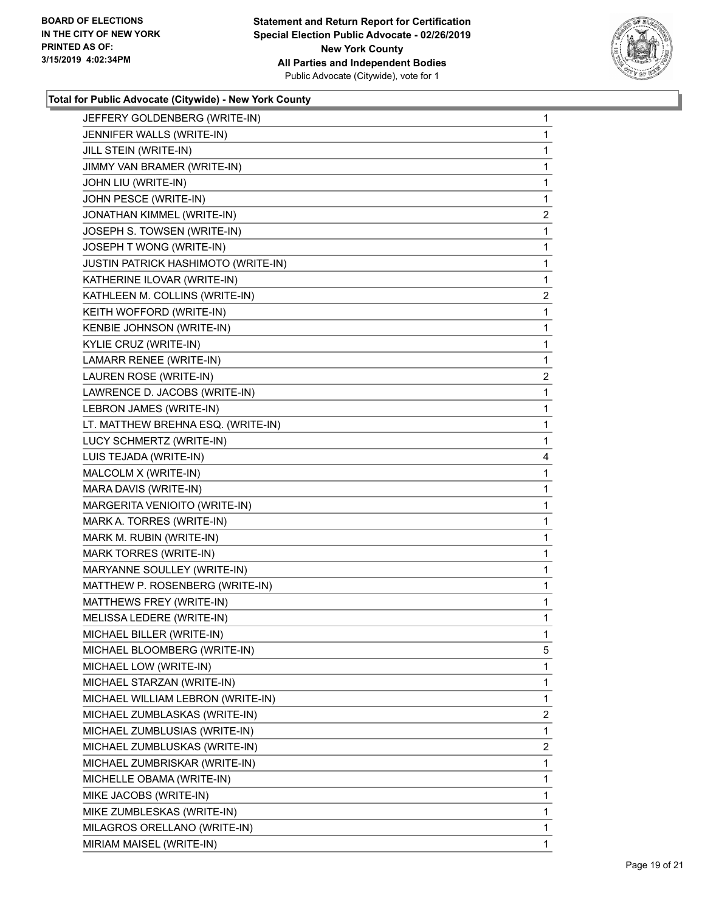**BOARD OF ELECTIONS IN THE CITY OF NEW YORK PRINTED AS OF: 3/15/2019 4:02:34PM**

**Statement and Return Report for Certification Special Election Public Advocate - 02/26/2019 New York County All Parties and Independent Bodies**
Public Advocate (Citywide), vote for 1

### Total for Public Advocate (Citywide) - New York County

| | |
|---|---|
| JEFFERY GOLDENBERG (WRITE-IN) | 1 |
| JENNIFER WALLS (WRITE-IN) | 1 |
| JILL STEIN (WRITE-IN) | 1 |
| JIMMY VAN BRAMER (WRITE-IN) | 1 |
| JOHN LIU (WRITE-IN) | 1 |
| JOHN PESCE (WRITE-IN) | 1 |
| JONATHAN KIMMEL (WRITE-IN) | 2 |
| JOSEPH S. TOWSEN (WRITE-IN) | 1 |
| JOSEPH T WONG (WRITE-IN) | 1 |
| JUSTIN PATRICK HASHIMOTO (WRITE-IN) | 1 |
| KATHERINE ILOVAR (WRITE-IN) | 1 |
| KATHLEEN M. COLLINS (WRITE-IN) | 2 |
| KEITH WOFFORD (WRITE-IN) | 1 |
| KENBIE JOHNSON (WRITE-IN) | 1 |
| KYLIE CRUZ (WRITE-IN) | 1 |
| LAMARR RENEE (WRITE-IN) | 1 |
| LAUREN ROSE (WRITE-IN) | 2 |
| LAWRENCE D. JACOBS (WRITE-IN) | 1 |
| LEBRON JAMES (WRITE-IN) | 1 |
| LT. MATTHEW BREHNA ESQ. (WRITE-IN) | 1 |
| LUCY SCHMERTZ (WRITE-IN) | 1 |
| LUIS TEJADA (WRITE-IN) | 4 |
| MALCOLM X (WRITE-IN) | 1 |
| MARA DAVIS (WRITE-IN) | 1 |
| MARGERITA VENIOITO (WRITE-IN) | 1 |
| MARK A. TORRES (WRITE-IN) | 1 |
| MARK M. RUBIN (WRITE-IN) | 1 |
| MARK TORRES (WRITE-IN) | 1 |
| MARYANNE SOULLEY (WRITE-IN) | 1 |
| MATTHEW P. ROSENBERG (WRITE-IN) | 1 |
| MATTHEWS FREY (WRITE-IN) | 1 |
| MELISSA LEDERE (WRITE-IN) | 1 |
| MICHAEL BILLER (WRITE-IN) | 1 |
| MICHAEL BLOOMBERG (WRITE-IN) | 5 |
| MICHAEL LOW (WRITE-IN) | 1 |
| MICHAEL STARZAN (WRITE-IN) | 1 |
| MICHAEL WILLIAM LEBRON (WRITE-IN) | 1 |
| MICHAEL ZUMBLASKAS (WRITE-IN) | 2 |
| MICHAEL ZUMBLUSIAS (WRITE-IN) | 1 |
| MICHAEL ZUMBLUSKAS (WRITE-IN) | 2 |
| MICHAEL ZUMBRISKAR (WRITE-IN) | 1 |
| MICHELLE OBAMA (WRITE-IN) | 1 |
| MIKE JACOBS (WRITE-IN) | 1 |
| MIKE ZUMBLESKAS (WRITE-IN) | 1 |
| MILAGROS ORELLANO (WRITE-IN) | 1 |
| MIRIAM MAISEL (WRITE-IN) | 1 |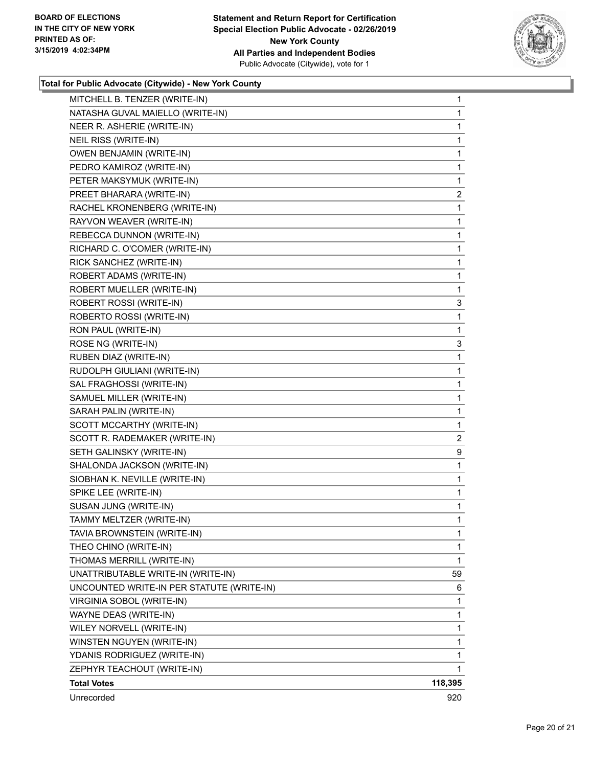**BOARD OF ELECTIONS IN THE CITY OF NEW YORK**
**PRINTED AS OF: 3/15/2019 4:02:34PM**

**Statement and Return Report for Certification**
**Special Election Public Advocate - 02/26/2019**
**New York County**
**All Parties and Independent Bodies**
Public Advocate (Citywide), vote for 1

**Total for Public Advocate (Citywide) - New York County**

| Candidate | Votes |
|---|---|
| MITCHELL B. TENZER (WRITE-IN) | 1 |
| NATASHA GUVAL MAIELLO (WRITE-IN) | 1 |
| NEER R. ASHERIE (WRITE-IN) | 1 |
| NEIL RISS (WRITE-IN) | 1 |
| OWEN BENJAMIN (WRITE-IN) | 1 |
| PEDRO KAMIROZ (WRITE-IN) | 1 |
| PETER MAKSYMUK (WRITE-IN) | 1 |
| PREET BHARARA (WRITE-IN) | 2 |
| RACHEL KRONENBERG (WRITE-IN) | 1 |
| RAYVON WEAVER (WRITE-IN) | 1 |
| REBECCA DUNNON (WRITE-IN) | 1 |
| RICHARD C. O'COMER (WRITE-IN) | 1 |
| RICK SANCHEZ (WRITE-IN) | 1 |
| ROBERT ADAMS (WRITE-IN) | 1 |
| ROBERT MUELLER (WRITE-IN) | 1 |
| ROBERT ROSSI (WRITE-IN) | 3 |
| ROBERTO ROSSI (WRITE-IN) | 1 |
| RON PAUL (WRITE-IN) | 1 |
| ROSE NG (WRITE-IN) | 3 |
| RUBEN DIAZ (WRITE-IN) | 1 |
| RUDOLPH GIULIANI (WRITE-IN) | 1 |
| SAL FRAGHOSSI (WRITE-IN) | 1 |
| SAMUEL MILLER (WRITE-IN) | 1 |
| SARAH PALIN (WRITE-IN) | 1 |
| SCOTT MCCARTHY (WRITE-IN) | 1 |
| SCOTT R. RADEMAKER (WRITE-IN) | 2 |
| SETH GALINSKY (WRITE-IN) | 9 |
| SHALONDA JACKSON (WRITE-IN) | 1 |
| SIOBHAN K. NEVILLE (WRITE-IN) | 1 |
| SPIKE LEE (WRITE-IN) | 1 |
| SUSAN JUNG (WRITE-IN) | 1 |
| TAMMY MELTZER (WRITE-IN) | 1 |
| TAVIA BROWNSTEIN (WRITE-IN) | 1 |
| THEO CHINO (WRITE-IN) | 1 |
| THOMAS MERRILL (WRITE-IN) | 1 |
| UNATTRIBUTABLE WRITE-IN (WRITE-IN) | 59 |
| UNCOUNTED WRITE-IN PER STATUTE (WRITE-IN) | 6 |
| VIRGINIA SOBOL (WRITE-IN) | 1 |
| WAYNE DEAS (WRITE-IN) | 1 |
| WILEY NORVELL (WRITE-IN) | 1 |
| WINSTEN NGUYEN (WRITE-IN) | 1 |
| YDANIS RODRIGUEZ (WRITE-IN) | 1 |
| ZEPHYR TEACHOUT (WRITE-IN) | 1 |
| **Total Votes** | **118,395** |
| Unrecorded | 920 |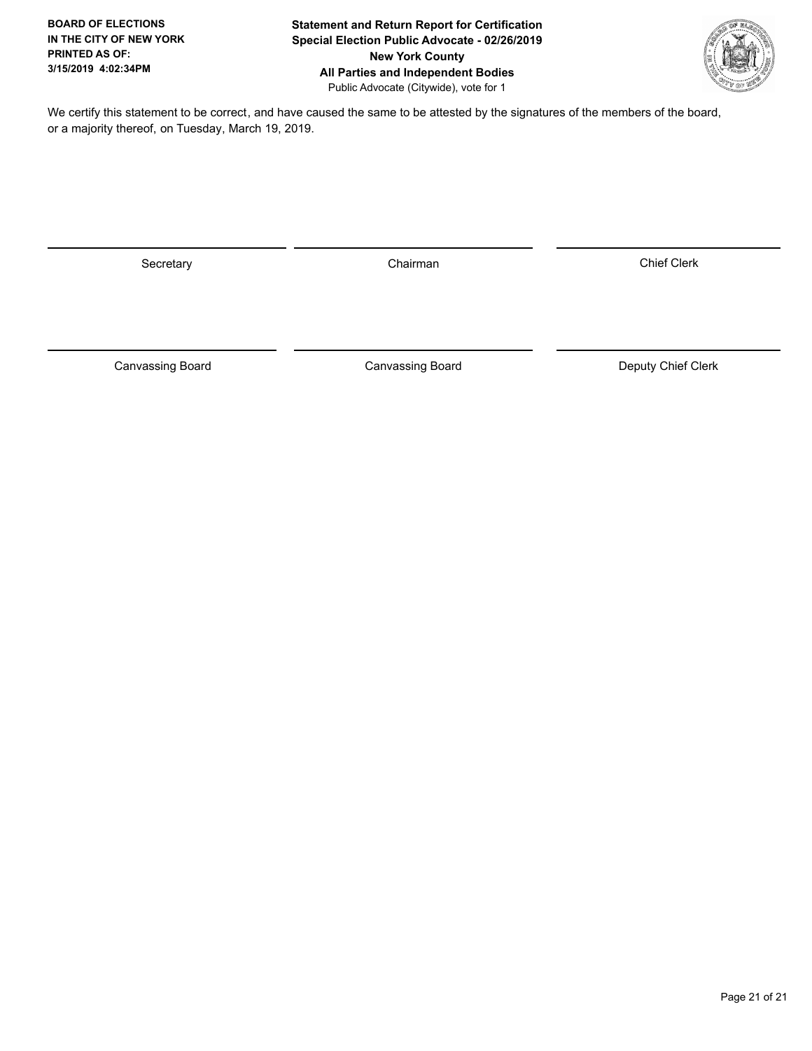**BOARD OF ELECTIONS IN THE CITY OF NEW YORK**
**PRINTED AS OF: 3/15/2019 4:02:34PM**

**Statement and Return Report for Certification**
**Special Election Public Advocate - 02/26/2019**
**New York County**
**All Parties and Independent Bodies**
Public Advocate (Citywide), vote for 1

We certify this statement to be correct, and have caused the same to be attested by the signatures of the members of the board, or a majority thereof, on Tuesday, March 19, 2019.

| | | |
|---|---|---|
| Secretary | Chairman | Chief Clerk |
| Canvassing Board | Canvassing Board | Deputy Chief Clerk |